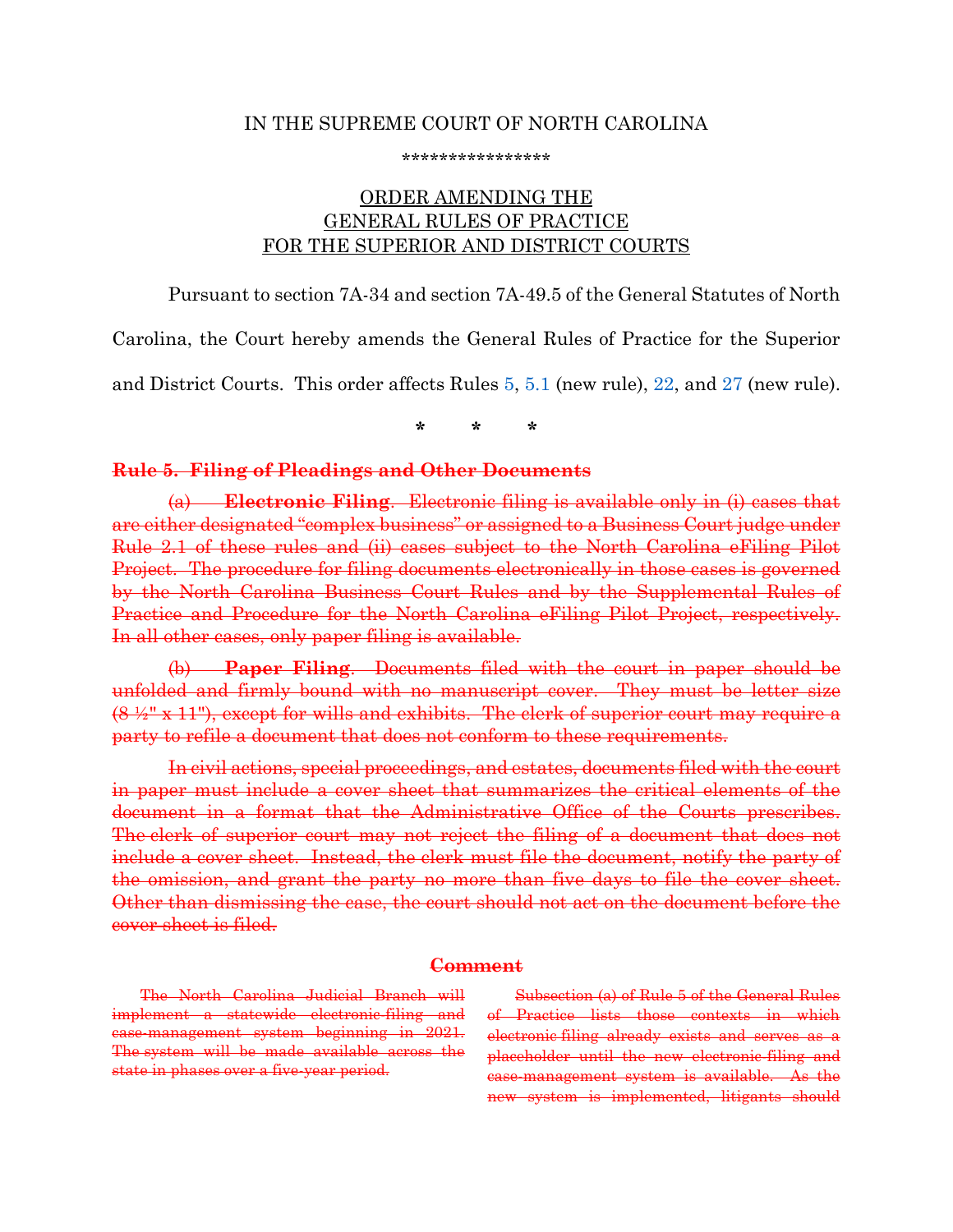IN THE SUPREME COURT OF NORTH CAROLINA

\*\*\*\*\*\*\*\*\*\*\*\*\*\*\*\*

ORDER AMENDING THE
GENERAL RULES OF PRACTICE
FOR THE SUPERIOR AND DISTRICT COURTS

Pursuant to section 7A-34 and section 7A-49.5 of the General Statutes of North Carolina, the Court hereby amends the General Rules of Practice for the Superior and District Courts. This order affects Rules 5, 5.1 (new rule), 22, and 27 (new rule).

\* \* \*

~~**Rule 5. Filing of Pleadings and Other Documents**~~

~~(a) **Electronic Filing**. Electronic filing is available only in (i) cases that are either designated "complex business" or assigned to a Business Court judge under Rule 2.1 of these rules and (ii) cases subject to the North Carolina eFiling Pilot Project. The procedure for filing documents electronically in those cases is governed by the North Carolina Business Court Rules and by the Supplemental Rules of Practice and Procedure for the North Carolina eFiling Pilot Project, respectively. In all other cases, only paper filing is available.~~

~~(b) **Paper Filing**. Documents filed with the court in paper should be unfolded and firmly bound with no manuscript cover. They must be letter size (8 ½" x 11"), except for wills and exhibits. The clerk of superior court may require a party to refile a document that does not conform to these requirements.~~

~~In civil actions, special proceedings, and estates, documents filed with the court in paper must include a cover sheet that summarizes the critical elements of the document in a format that the Administrative Office of the Courts prescribes. The clerk of superior court may not reject the filing of a document that does not include a cover sheet. Instead, the clerk must file the document, notify the party of the omission, and grant the party no more than five days to file the cover sheet. Other than dismissing the case, the court should not act on the document before the cover sheet is filed.~~

~~**Comment**~~

~~The North Carolina Judicial Branch will implement a statewide electronic-filing and case-management system beginning in 2021. The system will be made available across the state in phases over a five-year period.~~

~~Subsection (a) of Rule 5 of the General Rules of Practice lists those contexts in which electronic filing already exists and serves as a placeholder until the new electronic-filing and case-management system is available. As the new system is implemented, litigants should~~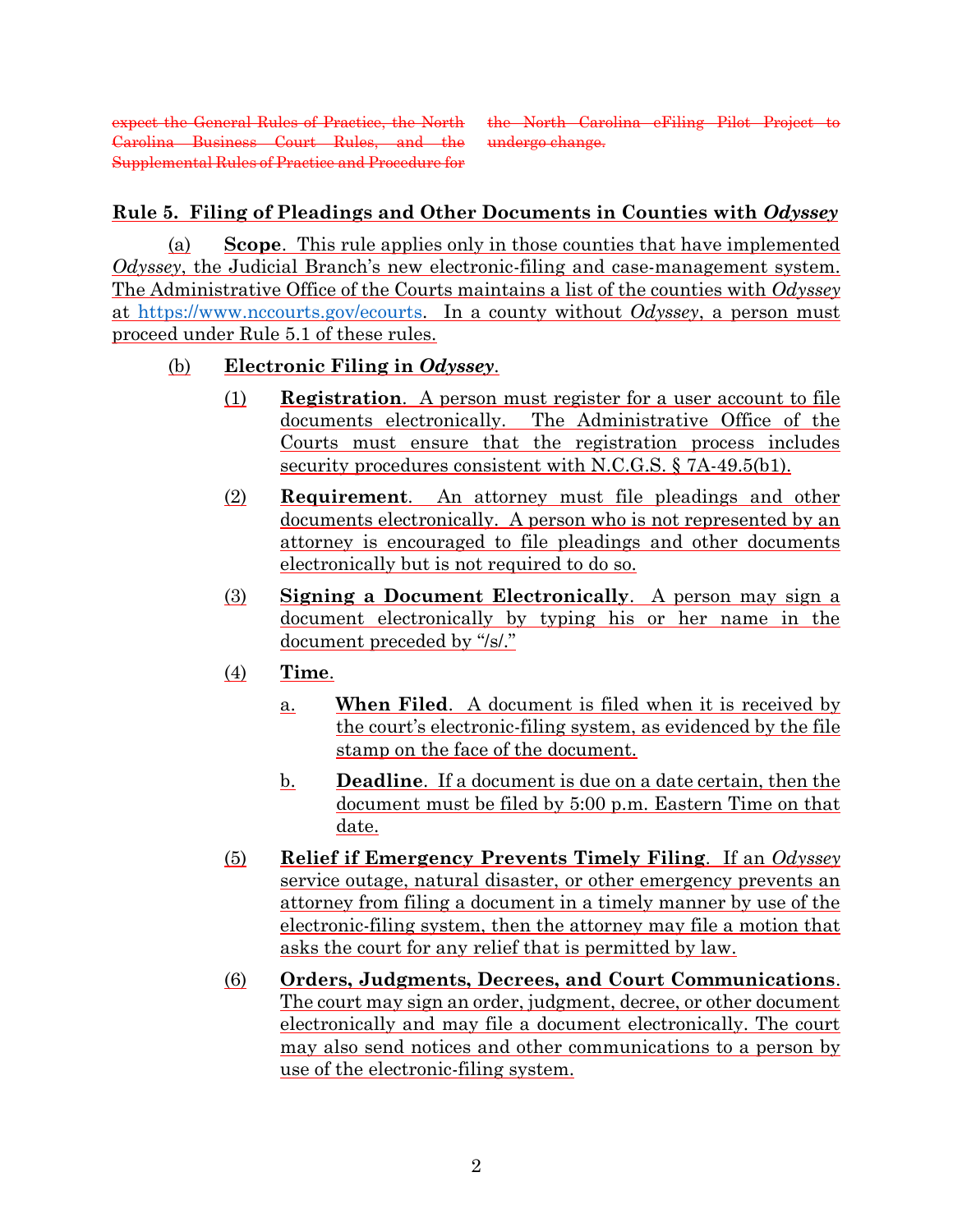~~expect the General Rules of Practice, the North Carolina Business Court Rules, and the Supplemental Rules of Practice and Procedure for the North Carolina eFiling Pilot Project to undergo change.~~

**Rule 5. Filing of Pleadings and Other Documents in Counties with *Odyssey***

(a) **Scope**. This rule applies only in those counties that have implemented *Odyssey*, the Judicial Branch's new electronic-filing and case-management system. The Administrative Office of the Courts maintains a list of the counties with *Odyssey* at https://www.nccourts.gov/ecourts. In a county without *Odyssey*, a person must proceed under Rule 5.1 of these rules.

(b) **Electronic Filing in *Odyssey***.

(1) **Registration**. A person must register for a user account to file documents electronically. The Administrative Office of the Courts must ensure that the registration process includes security procedures consistent with N.C.G.S. § 7A-49.5(b1).

(2) **Requirement**. An attorney must file pleadings and other documents electronically. A person who is not represented by an attorney is encouraged to file pleadings and other documents electronically but is not required to do so.

(3) **Signing a Document Electronically**. A person may sign a document electronically by typing his or her name in the document preceded by "/s/."

(4) **Time**.

a. **When Filed**. A document is filed when it is received by the court's electronic-filing system, as evidenced by the file stamp on the face of the document.

b. **Deadline**. If a document is due on a date certain, then the document must be filed by 5:00 p.m. Eastern Time on that date.

(5) **Relief if Emergency Prevents Timely Filing**. If an *Odyssey* service outage, natural disaster, or other emergency prevents an attorney from filing a document in a timely manner by use of the electronic-filing system, then the attorney may file a motion that asks the court for any relief that is permitted by law.

(6) **Orders, Judgments, Decrees, and Court Communications**. The court may sign an order, judgment, decree, or other document electronically and may file a document electronically. The court may also send notices and other communications to a person by use of the electronic-filing system.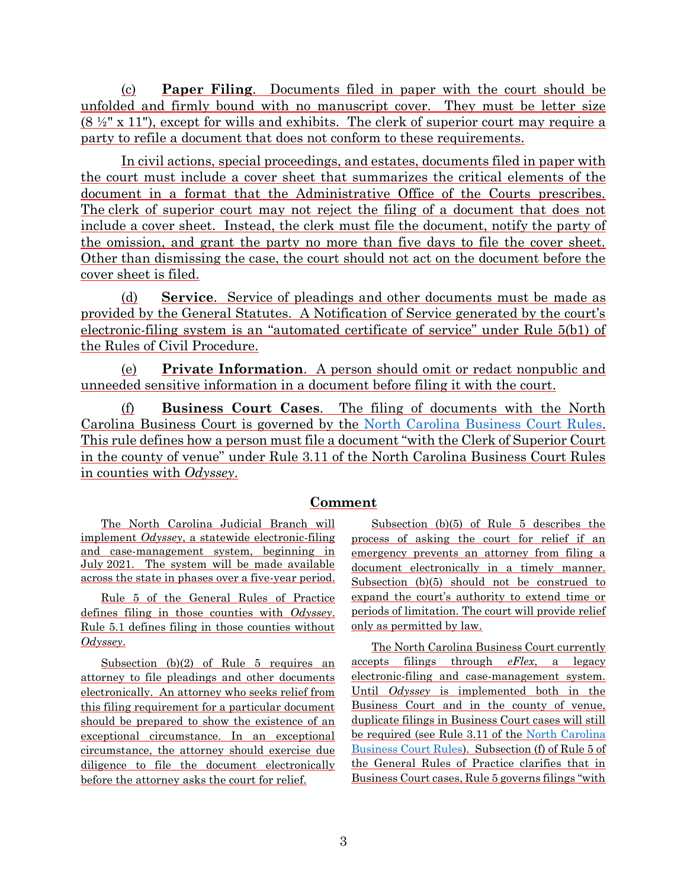(c) **Paper Filing**. Documents filed in paper with the court should be unfolded and firmly bound with no manuscript cover. They must be letter size (8 ½" x 11"), except for wills and exhibits. The clerk of superior court may require a party to refile a document that does not conform to these requirements.

In civil actions, special proceedings, and estates, documents filed in paper with the court must include a cover sheet that summarizes the critical elements of the document in a format that the Administrative Office of the Courts prescribes. The clerk of superior court may not reject the filing of a document that does not include a cover sheet. Instead, the clerk must file the document, notify the party of the omission, and grant the party no more than five days to file the cover sheet. Other than dismissing the case, the court should not act on the document before the cover sheet is filed.

(d) **Service**. Service of pleadings and other documents must be made as provided by the General Statutes. A Notification of Service generated by the court's electronic-filing system is an "automated certificate of service" under Rule 5(b1) of the Rules of Civil Procedure.

(e) **Private Information**. A person should omit or redact nonpublic and unneeded sensitive information in a document before filing it with the court.

(f) **Business Court Cases**. The filing of documents with the North Carolina Business Court is governed by the North Carolina Business Court Rules. This rule defines how a person must file a document "with the Clerk of Superior Court in the county of venue" under Rule 3.11 of the North Carolina Business Court Rules in counties with *Odyssey*.

## Comment

The North Carolina Judicial Branch will implement *Odyssey*, a statewide electronic-filing and case-management system, beginning in July 2021. The system will be made available across the state in phases over a five-year period.

Rule 5 of the General Rules of Practice defines filing in those counties with *Odyssey*. Rule 5.1 defines filing in those counties without *Odyssey*.

Subsection (b)(2) of Rule 5 requires an attorney to file pleadings and other documents electronically. An attorney who seeks relief from this filing requirement for a particular document should be prepared to show the existence of an exceptional circumstance. In an exceptional circumstance, the attorney should exercise due diligence to file the document electronically before the attorney asks the court for relief.

Subsection (b)(5) of Rule 5 describes the process of asking the court for relief if an emergency prevents an attorney from filing a document electronically in a timely manner. Subsection (b)(5) should not be construed to expand the court's authority to extend time or periods of limitation. The court will provide relief only as permitted by law.

The North Carolina Business Court currently accepts filings through *eFlex*, a legacy electronic-filing and case-management system. Until *Odyssey* is implemented both in the Business Court and in the county of venue, duplicate filings in Business Court cases will still be required (see Rule 3.11 of the North Carolina Business Court Rules). Subsection (f) of Rule 5 of the General Rules of Practice clarifies that in Business Court cases, Rule 5 governs filings "with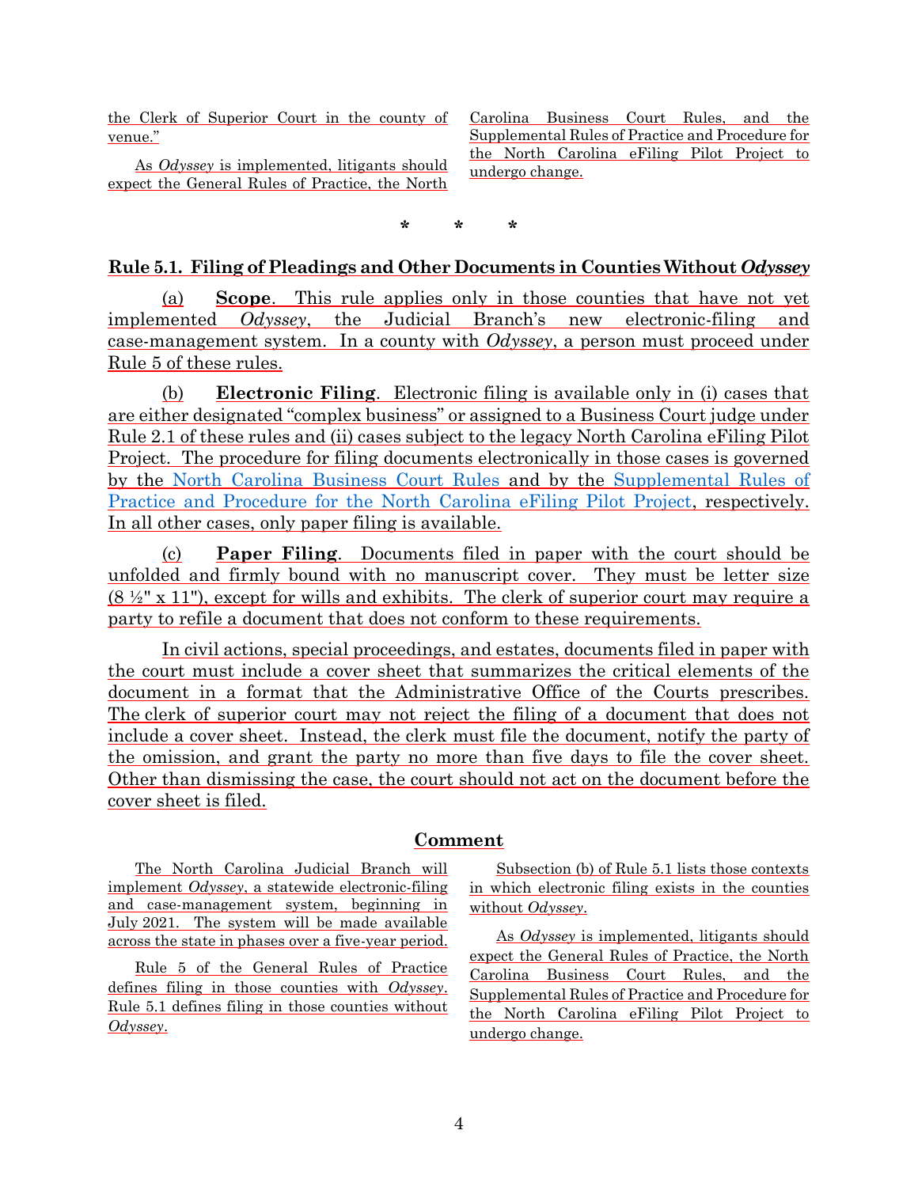the Clerk of Superior Court in the county of venue."

As *Odyssey* is implemented, litigants should expect the General Rules of Practice, the North Carolina Business Court Rules, and the Supplemental Rules of Practice and Procedure for the North Carolina eFiling Pilot Project to undergo change.

\* \* \*

## Rule 5.1. Filing of Pleadings and Other Documents in Counties Without *Odyssey*

(a) **Scope**. This rule applies only in those counties that have not yet implemented *Odyssey*, the Judicial Branch's new electronic-filing and case-management system. In a county with *Odyssey*, a person must proceed under Rule 5 of these rules.

(b) **Electronic Filing**. Electronic filing is available only in (i) cases that are either designated "complex business" or assigned to a Business Court judge under Rule 2.1 of these rules and (ii) cases subject to the legacy North Carolina eFiling Pilot Project. The procedure for filing documents electronically in those cases is governed by the North Carolina Business Court Rules and by the Supplemental Rules of Practice and Procedure for the North Carolina eFiling Pilot Project, respectively. In all other cases, only paper filing is available.

(c) **Paper Filing**. Documents filed in paper with the court should be unfolded and firmly bound with no manuscript cover. They must be letter size (8 ½" x 11"), except for wills and exhibits. The clerk of superior court may require a party to refile a document that does not conform to these requirements.

In civil actions, special proceedings, and estates, documents filed in paper with the court must include a cover sheet that summarizes the critical elements of the document in a format that the Administrative Office of the Courts prescribes. The clerk of superior court may not reject the filing of a document that does not include a cover sheet. Instead, the clerk must file the document, notify the party of the omission, and grant the party no more than five days to file the cover sheet. Other than dismissing the case, the court should not act on the document before the cover sheet is filed.

### Comment

The North Carolina Judicial Branch will implement *Odyssey*, a statewide electronic-filing and case-management system, beginning in July 2021. The system will be made available across the state in phases over a five-year period.

Rule 5 of the General Rules of Practice defines filing in those counties with *Odyssey*. Rule 5.1 defines filing in those counties without *Odyssey*.

Subsection (b) of Rule 5.1 lists those contexts in which electronic filing exists in the counties without *Odyssey*.

As *Odyssey* is implemented, litigants should expect the General Rules of Practice, the North Carolina Business Court Rules, and the Supplemental Rules of Practice and Procedure for the North Carolina eFiling Pilot Project to undergo change.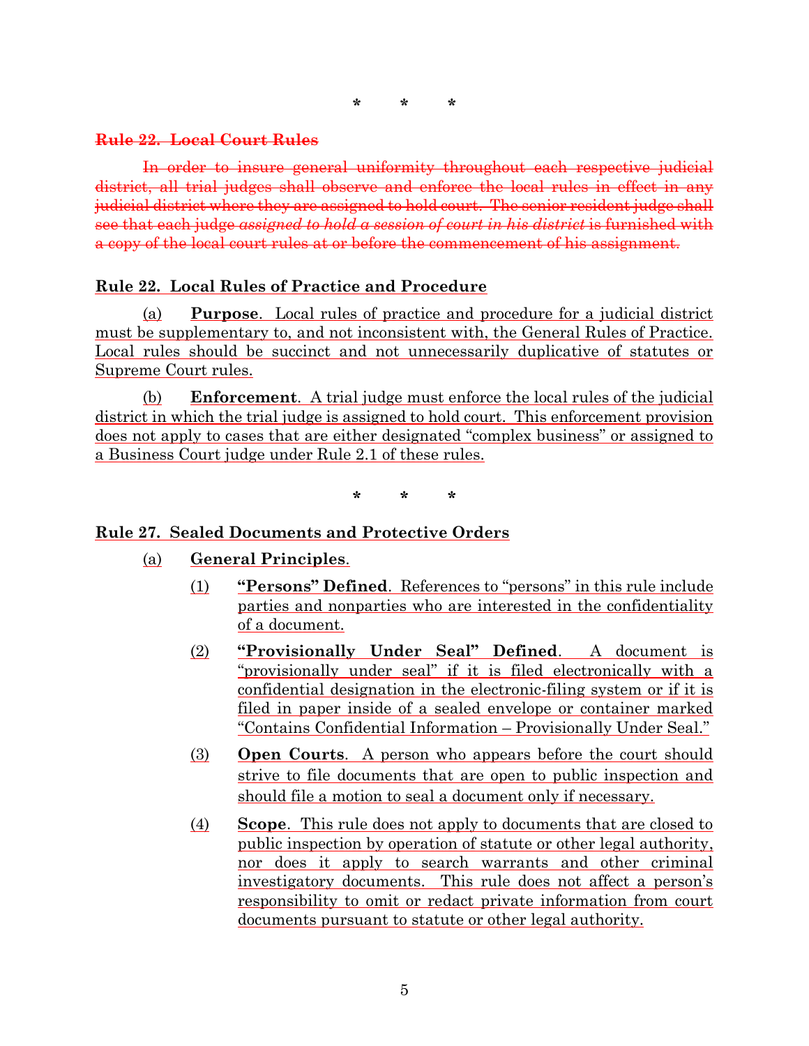\* \* \*

~~**Rule 22. Local Court Rules**~~

~~In order to insure general uniformity throughout each respective judicial district, all trial judges shall observe and enforce the local rules in effect in any judicial district where they are assigned to hold court. The senior resident judge shall see that each judge *assigned to hold a session of court in his district* is furnished with a copy of the local court rules at or before the commencement of his assignment.~~

<u>**Rule 22. Local Rules of Practice and Procedure**</u>

<u>(a) **Purpose**. Local rules of practice and procedure for a judicial district must be supplementary to, and not inconsistent with, the General Rules of Practice. Local rules should be succinct and not unnecessarily duplicative of statutes or Supreme Court rules.</u>

<u>(b) **Enforcement**. A trial judge must enforce the local rules of the judicial district in which the trial judge is assigned to hold court. This enforcement provision does not apply to cases that are either designated "complex business" or assigned to a Business Court judge under Rule 2.1 of these rules.</u>

\* \* \*

<u>**Rule 27. Sealed Documents and Protective Orders**</u>

<u>(a) **General Principles**.</u>

<u>(1) **"Persons" Defined**. References to "persons" in this rule include parties and nonparties who are interested in the confidentiality of a document.</u>

<u>(2) **"Provisionally Under Seal" Defined**. A document is "provisionally under seal" if it is filed electronically with a confidential designation in the electronic-filing system or if it is filed in paper inside of a sealed envelope or container marked "Contains Confidential Information – Provisionally Under Seal."</u>

<u>(3) **Open Courts**. A person who appears before the court should strive to file documents that are open to public inspection and should file a motion to seal a document only if necessary.</u>

<u>(4) **Scope**. This rule does not apply to documents that are closed to public inspection by operation of statute or other legal authority, nor does it apply to search warrants and other criminal investigatory documents. This rule does not affect a person's responsibility to omit or redact private information from court documents pursuant to statute or other legal authority.</u>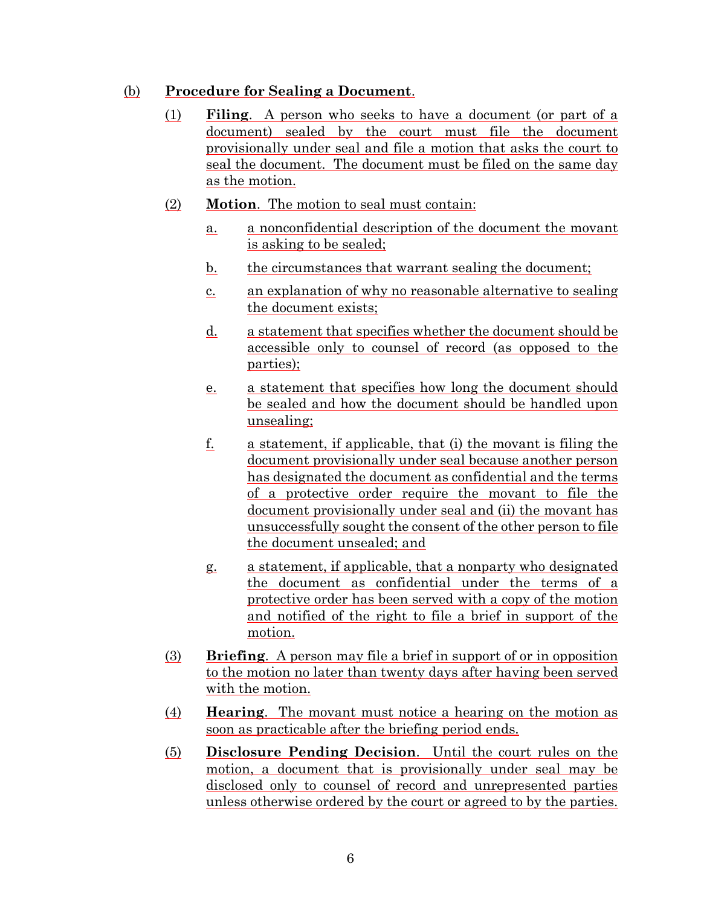(b) **Procedure for Sealing a Document**.

(1) **Filing**. A person who seeks to have a document (or part of a document) sealed by the court must file the document provisionally under seal and file a motion that asks the court to seal the document. The document must be filed on the same day as the motion.

(2) **Motion**. The motion to seal must contain:

a. a nonconfidential description of the document the movant is asking to be sealed;

b. the circumstances that warrant sealing the document;

c. an explanation of why no reasonable alternative to sealing the document exists;

d. a statement that specifies whether the document should be accessible only to counsel of record (as opposed to the parties);

e. a statement that specifies how long the document should be sealed and how the document should be handled upon unsealing;

f. a statement, if applicable, that (i) the movant is filing the document provisionally under seal because another person has designated the document as confidential and the terms of a protective order require the movant to file the document provisionally under seal and (ii) the movant has unsuccessfully sought the consent of the other person to file the document unsealed; and

g. a statement, if applicable, that a nonparty who designated the document as confidential under the terms of a protective order has been served with a copy of the motion and notified of the right to file a brief in support of the motion.

(3) **Briefing**. A person may file a brief in support of or in opposition to the motion no later than twenty days after having been served with the motion.

(4) **Hearing**. The movant must notice a hearing on the motion as soon as practicable after the briefing period ends.

(5) **Disclosure Pending Decision**. Until the court rules on the motion, a document that is provisionally under seal may be disclosed only to counsel of record and unrepresented parties unless otherwise ordered by the court or agreed to by the parties.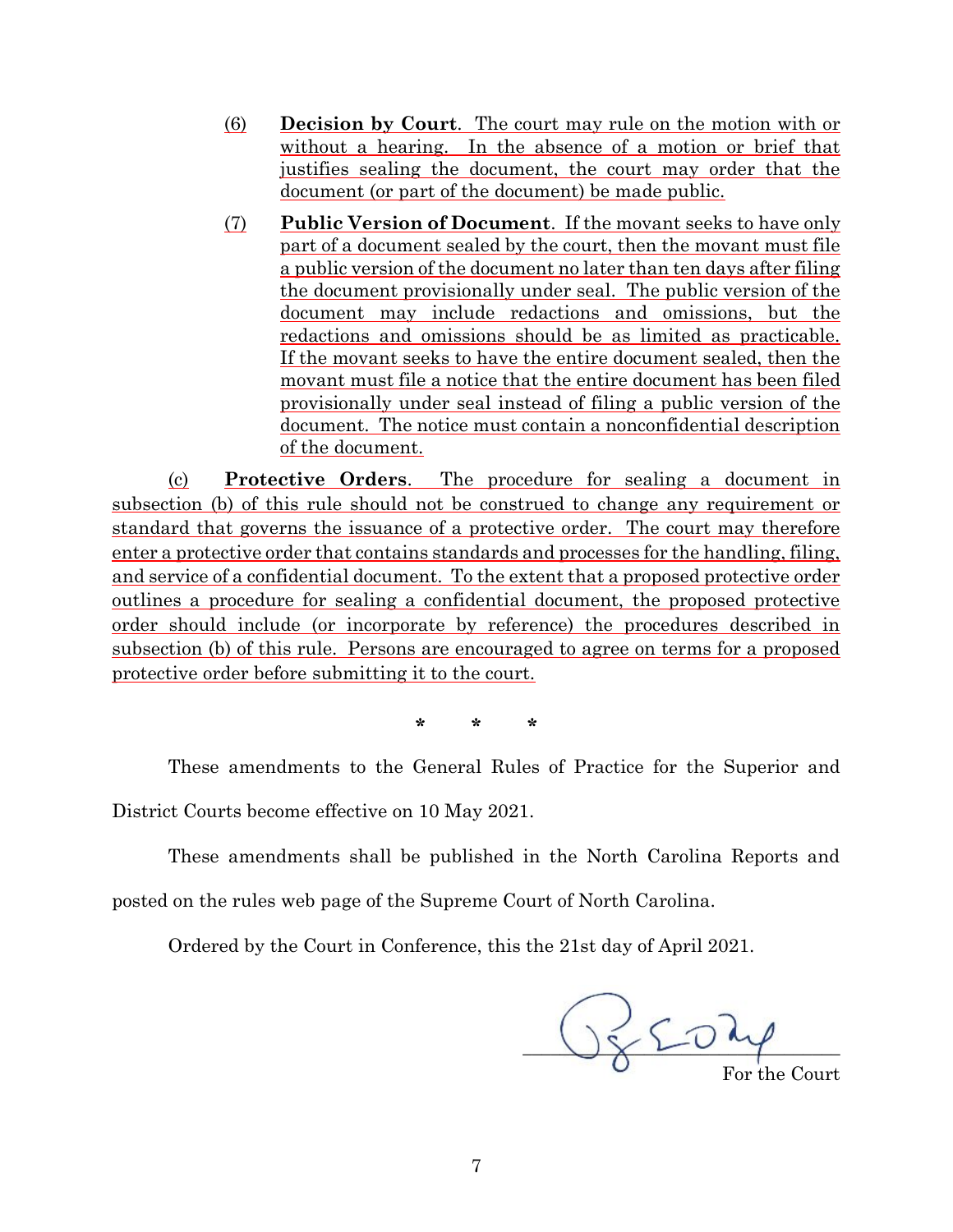(6) **Decision by Court**. The court may rule on the motion with or without a hearing. In the absence of a motion or brief that justifies sealing the document, the court may order that the document (or part of the document) be made public.

(7) **Public Version of Document**. If the movant seeks to have only part of a document sealed by the court, then the movant must file a public version of the document no later than ten days after filing the document provisionally under seal. The public version of the document may include redactions and omissions, but the redactions and omissions should be as limited as practicable. If the movant seeks to have the entire document sealed, then the movant must file a notice that the entire document has been filed provisionally under seal instead of filing a public version of the document. The notice must contain a nonconfidential description of the document.

(c) **Protective Orders**. The procedure for sealing a document in subsection (b) of this rule should not be construed to change any requirement or standard that governs the issuance of a protective order. The court may therefore enter a protective order that contains standards and processes for the handling, filing, and service of a confidential document. To the extent that a proposed protective order outlines a procedure for sealing a confidential document, the proposed protective order should include (or incorporate by reference) the procedures described in subsection (b) of this rule. Persons are encouraged to agree on terms for a proposed protective order before submitting it to the court.

\* \* \*

These amendments to the General Rules of Practice for the Superior and District Courts become effective on 10 May 2021.

These amendments shall be published in the North Carolina Reports and posted on the rules web page of the Supreme Court of North Carolina.

Ordered by the Court in Conference, this the 21st day of April 2021.

For the Court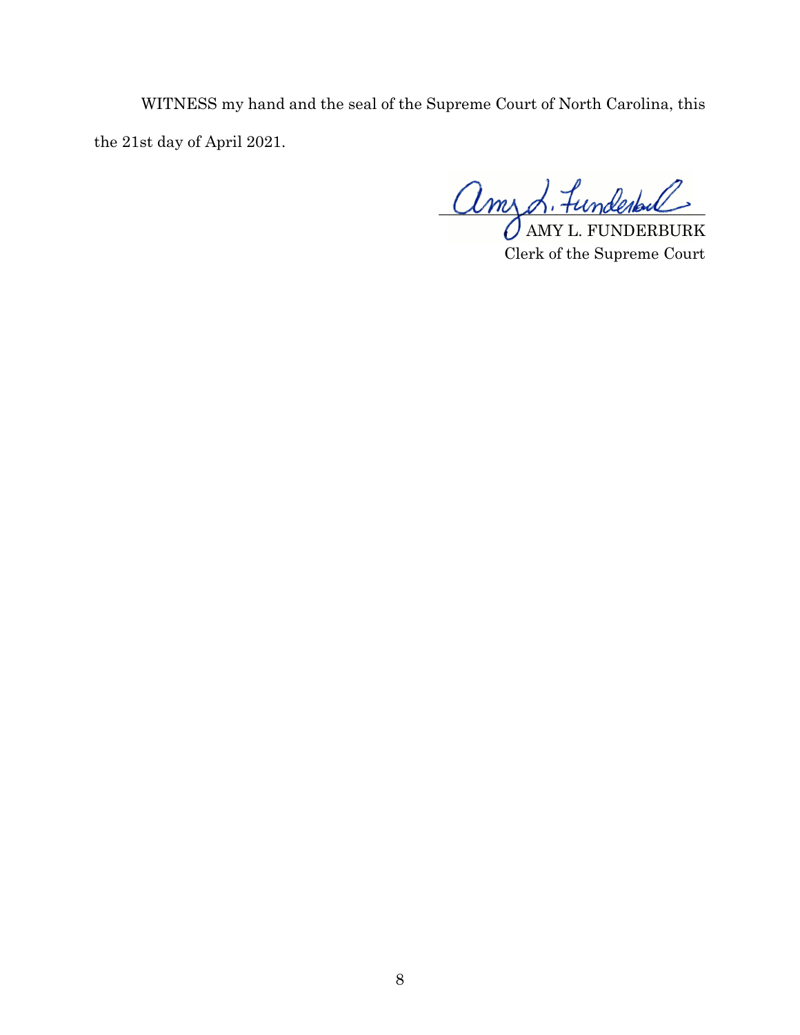WITNESS my hand and the seal of the Supreme Court of North Carolina, this the 21st day of April 2021.

AMY L. FUNDERBURK
Clerk of the Supreme Court